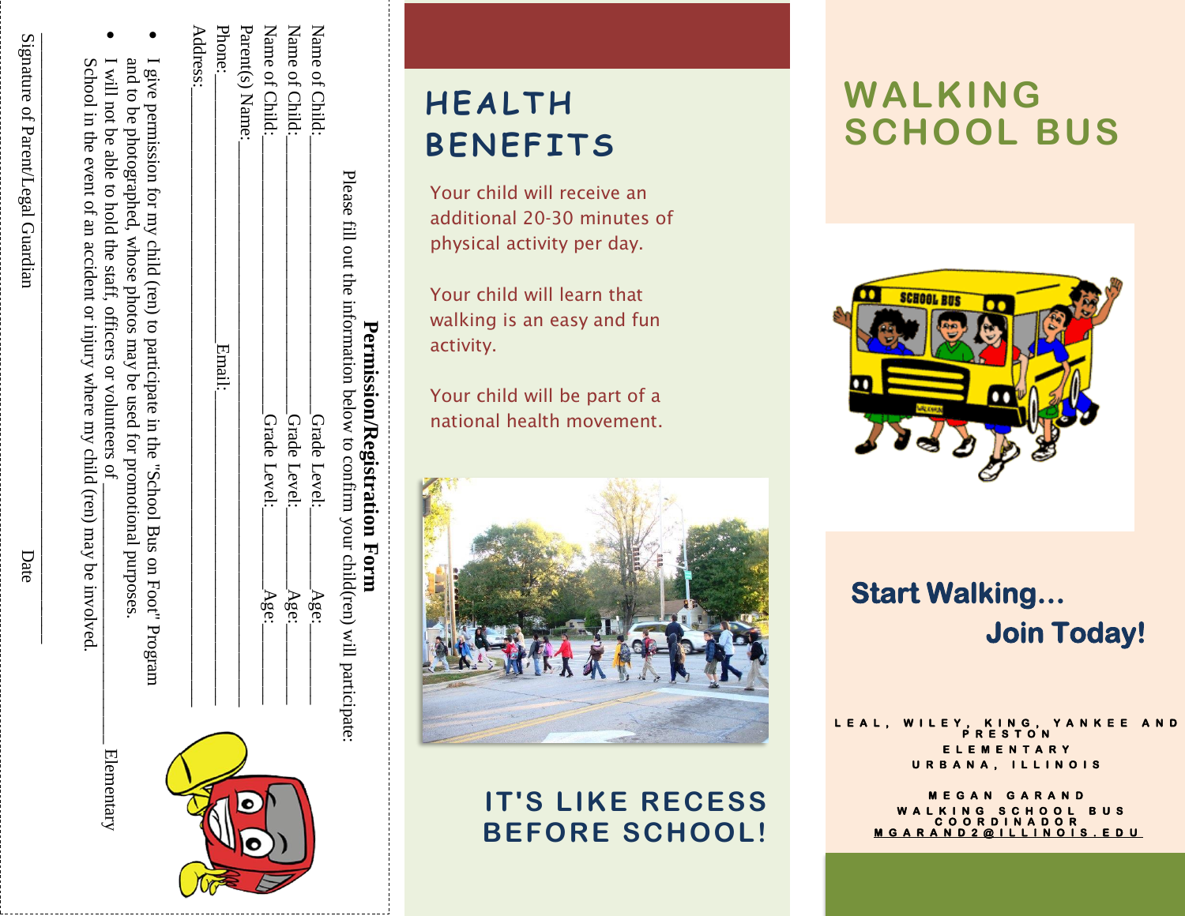## Permission/Registration Form

Please fill out the information below to confirm your child(ren) will participate:

Name of Child:__________________ Grade Level:________ Age:________

Name of Child:__________________ Grade Level:________ Age:________

Name of Child:__________________ Grade Level:________ Age:________

Parent(s) Name:______________________________________________

Phone:______________________ Email:__________________________

Address:_____________________________________________________

- I give permission for my child (ren) to participate in the "School Bus on Foot" Program and to be photographed, whose photos may be used for promotional purposes.
- I will not be able to hold the staff, officers or volunteers of ________________ Elementary School in the event of an accident or injury where my child (ren) may be involved.

_____________________________________________________________

Signature of Parent/Legal Guardian Date

# HEALTH BENEFITS

Your child will receive an additional 20-30 minutes of physical activity per day.

Your child will learn that walking is an easy and fun activity.

Your child will be part of a national health movement.

## IT'S LIKE RECESS BEFORE SCHOOL!

# WALKING SCHOOL BUS

## Start Walking... Join Today!

LEAL, WILEY, KING, YANKEE AND PRESTON ELEMENTARY

URBANA, ILLINOIS

MEGAN GARAND

WALKING SCHOOL BUS COORDINADOR

MGARAND2@ILLINOIS.EDU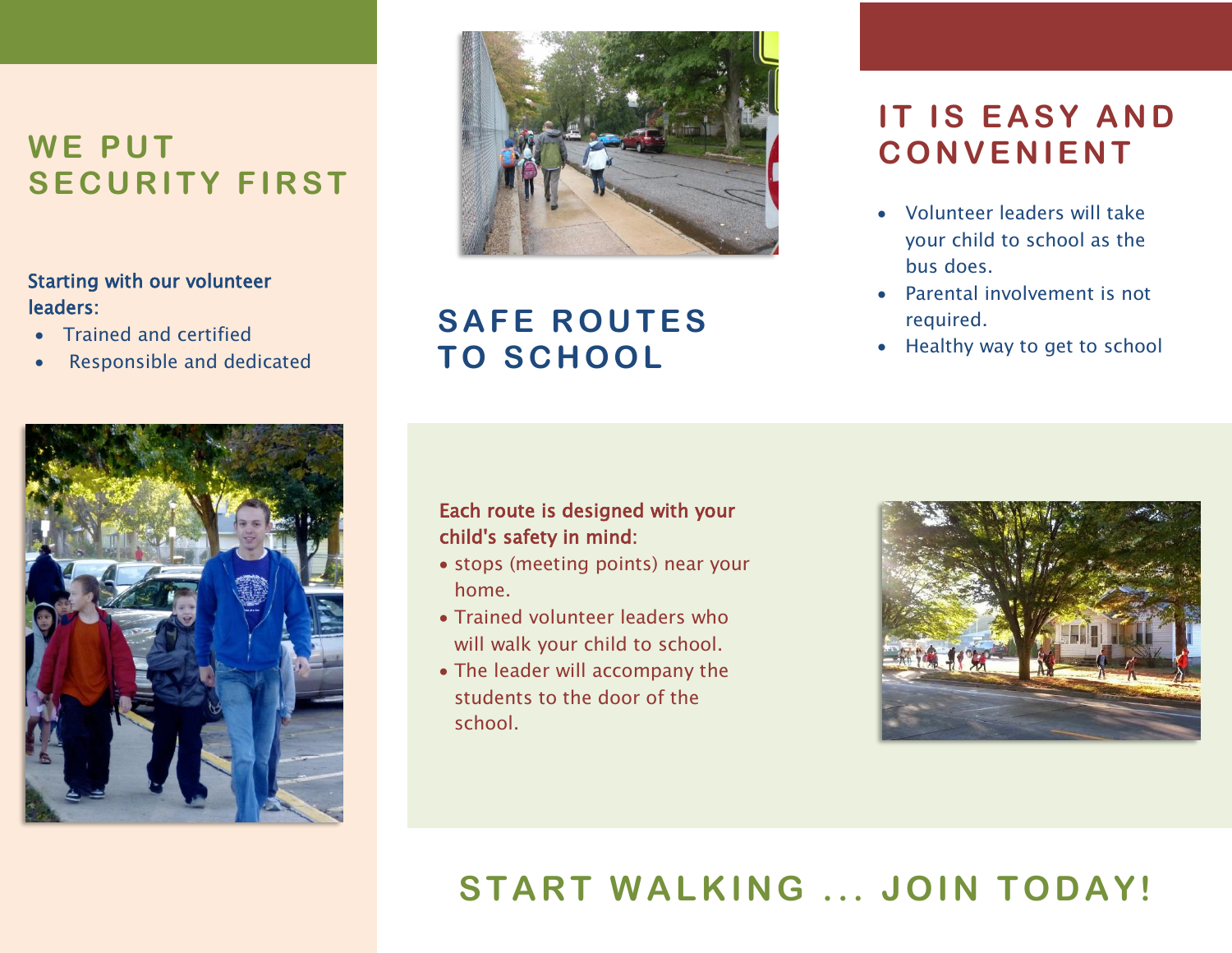## WE PUT SECURITY FIRST

**Starting with our volunteer leaders:**

- Trained and certified
- Responsible and dedicated

## SAFE ROUTES TO SCHOOL

## IT IS EASY AND CONVENIENT

- Volunteer leaders will take your child to school as the bus does.
- Parental involvement is not required.
- Healthy way to get to school

**Each route is designed with your child's safety in mind:**

- stops (meeting points) near your home.
- Trained volunteer leaders who will walk your child to school.
- The leader will accompany the students to the door of the school.

## START WALKING ... JOIN TODAY!